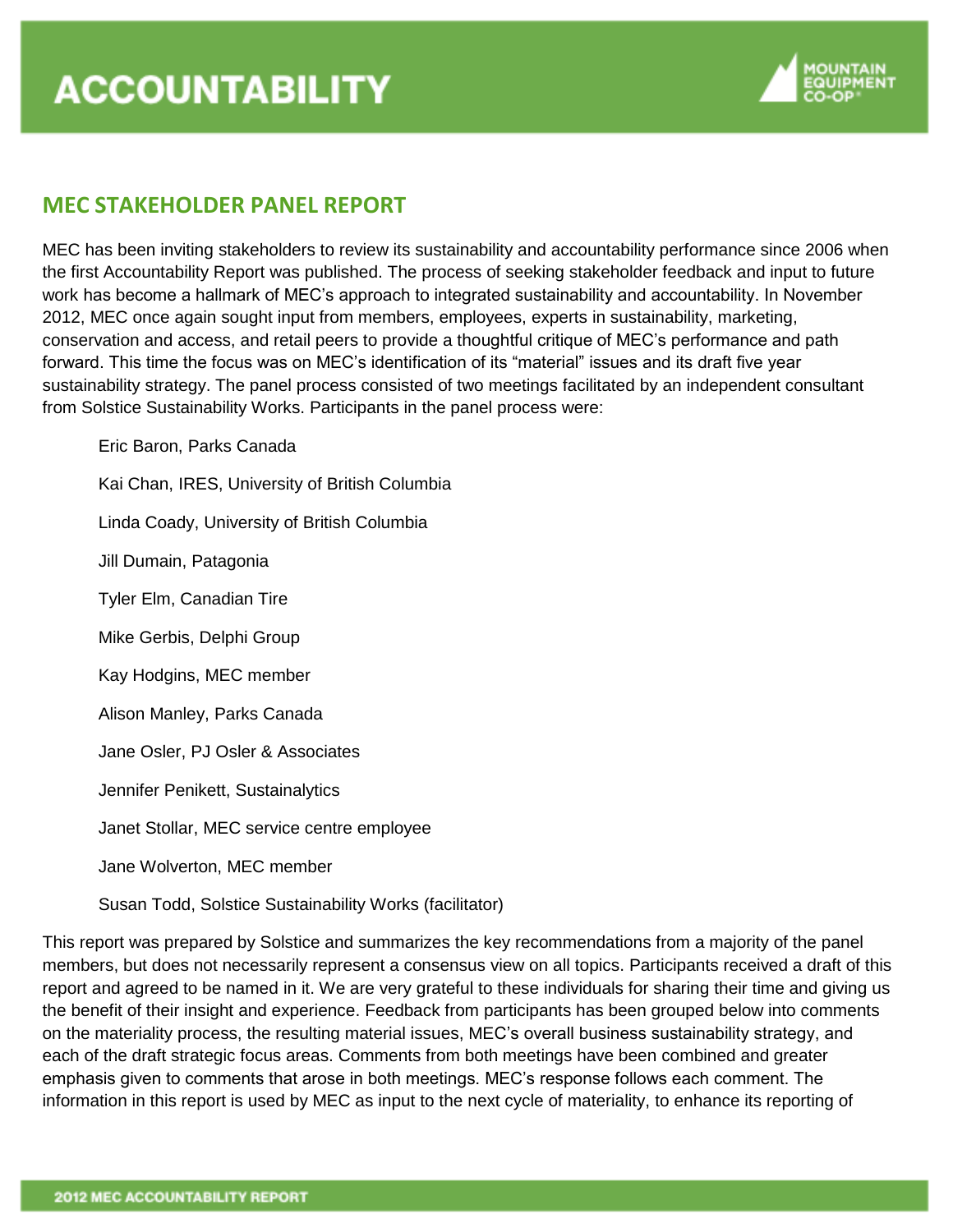# ACCOUNTABILITY

## MEC STAKEHOLDER PANEL REPORT

MEC has been inviting stakeholders to review its sustainability and accountability performance since 2006 when the first Accountability Report was published. The process of seeking stakeholder feedback and input to future work has become a hallmark of MEC's approach to integrated sustainability and accountability. In November 2012, MEC once again sought input from members, employees, experts in sustainability, marketing, conservation and access, and retail peers to provide a thoughtful critique of MEC's performance and path forward. This time the focus was on MEC's identification of its "material" issues and its draft five year sustainability strategy. The panel process consisted of two meetings facilitated by an independent consultant from Solstice Sustainability Works. Participants in the panel process were:

- Eric Baron, Parks Canada
- Kai Chan, IRES, University of British Columbia
- Linda Coady, University of British Columbia
- Jill Dumain, Patagonia
- Tyler Elm, Canadian Tire
- Mike Gerbis, Delphi Group
- Kay Hodgins, MEC member
- Alison Manley, Parks Canada
- Jane Osler, PJ Osler & Associates
- Jennifer Penikett, Sustainalytics
- Janet Stollar, MEC service centre employee
- Jane Wolverton, MEC member
- Susan Todd, Solstice Sustainability Works (facilitator)

This report was prepared by Solstice and summarizes the key recommendations from a majority of the panel members, but does not necessarily represent a consensus view on all topics. Participants received a draft of this report and agreed to be named in it. We are very grateful to these individuals for sharing their time and giving us the benefit of their insight and experience. Feedback from participants has been grouped below into comments on the materiality process, the resulting material issues, MEC's overall business sustainability strategy, and each of the draft strategic focus areas. Comments from both meetings have been combined and greater emphasis given to comments that arose in both meetings. MEC's response follows each comment. The information in this report is used by MEC as input to the next cycle of materiality, to enhance its reporting of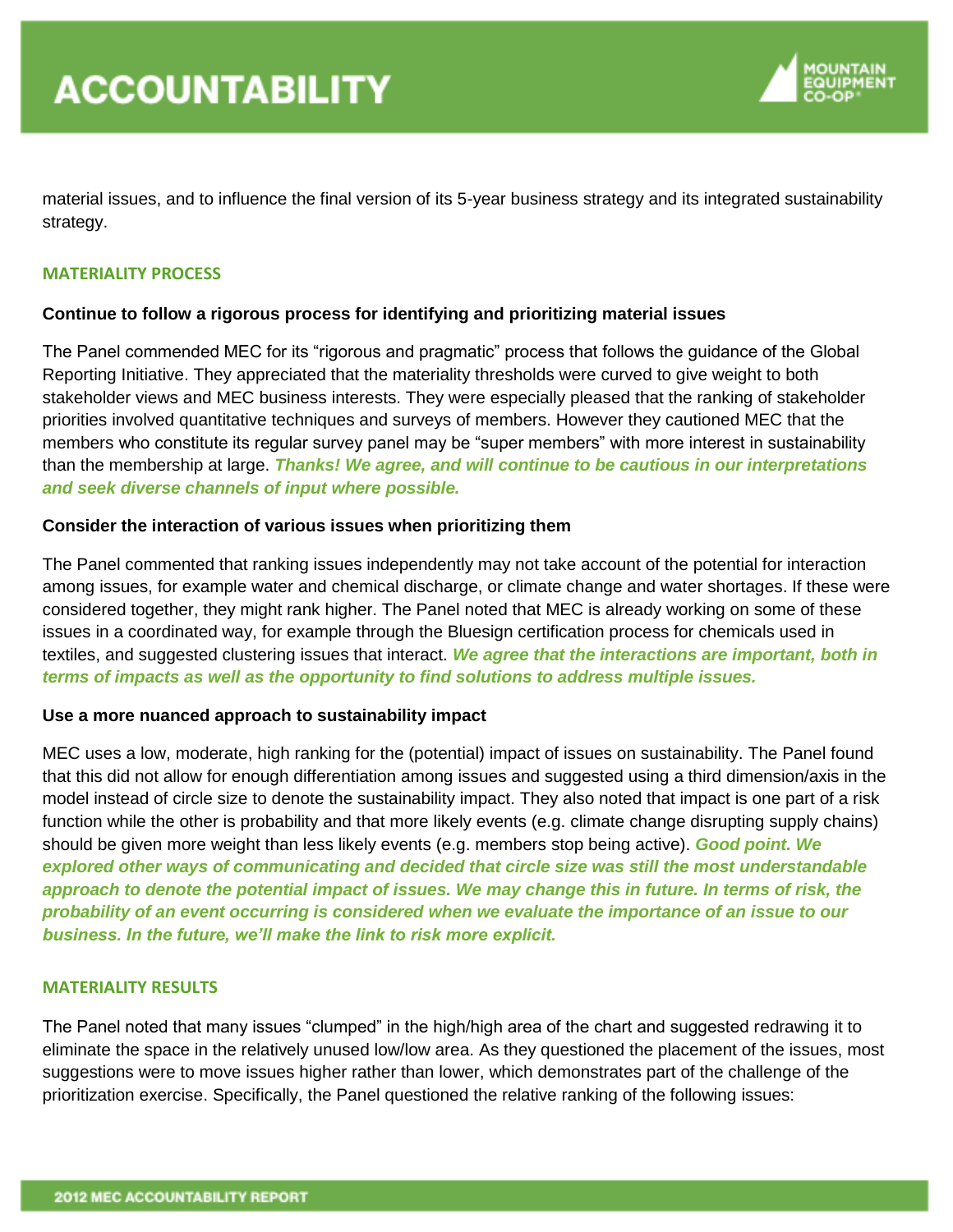material issues, and to influence the final version of its 5-year business strategy and its integrated sustainability strategy.

## MATERIALITY PROCESS

### Continue to follow a rigorous process for identifying and prioritizing material issues

The Panel commended MEC for its "rigorous and pragmatic" process that follows the guidance of the Global Reporting Initiative. They appreciated that the materiality thresholds were curved to give weight to both stakeholder views and MEC business interests. They were especially pleased that the ranking of stakeholder priorities involved quantitative techniques and surveys of members. However they cautioned MEC that the members who constitute its regular survey panel may be "super members" with more interest in sustainability than the membership at large. ***Thanks! We agree, and will continue to be cautious in our interpretations and seek diverse channels of input where possible.***

### Consider the interaction of various issues when prioritizing them

The Panel commented that ranking issues independently may not take account of the potential for interaction among issues, for example water and chemical discharge, or climate change and water shortages. If these were considered together, they might rank higher. The Panel noted that MEC is already working on some of these issues in a coordinated way, for example through the Bluesign certification process for chemicals used in textiles, and suggested clustering issues that interact. ***We agree that the interactions are important, both in terms of impacts as well as the opportunity to find solutions to address multiple issues.***

### Use a more nuanced approach to sustainability impact

MEC uses a low, moderate, high ranking for the (potential) impact of issues on sustainability. The Panel found that this did not allow for enough differentiation among issues and suggested using a third dimension/axis in the model instead of circle size to denote the sustainability impact. They also noted that impact is one part of a risk function while the other is probability and that more likely events (e.g. climate change disrupting supply chains) should be given more weight than less likely events (e.g. members stop being active). ***Good point. We explored other ways of communicating and decided that circle size was still the most understandable approach to denote the potential impact of issues. We may change this in future. In terms of risk, the probability of an event occurring is considered when we evaluate the importance of an issue to our business. In the future, we'll make the link to risk more explicit.***

## MATERIALITY RESULTS

The Panel noted that many issues "clumped" in the high/high area of the chart and suggested redrawing it to eliminate the space in the relatively unused low/low area. As they questioned the placement of the issues, most suggestions were to move issues higher rather than lower, which demonstrates part of the challenge of the prioritization exercise. Specifically, the Panel questioned the relative ranking of the following issues: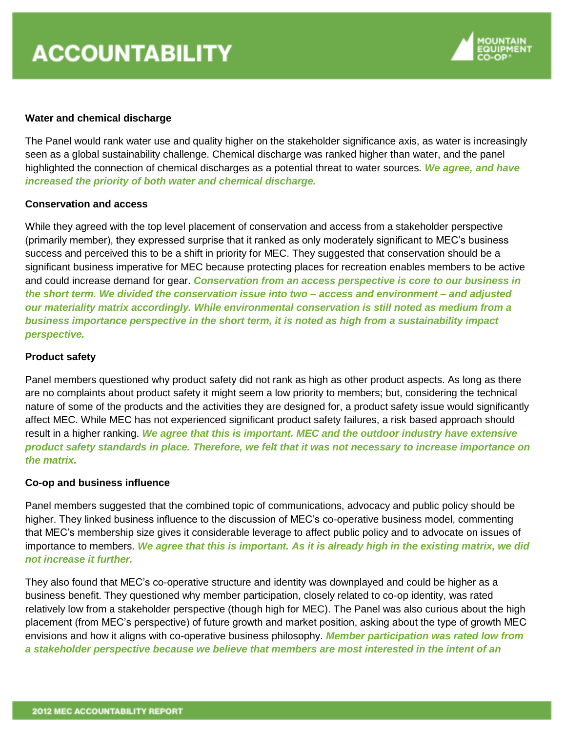**Water and chemical discharge**

The Panel would rank water use and quality higher on the stakeholder significance axis, as water is increasingly seen as a global sustainability challenge. Chemical discharge was ranked higher than water, and the panel highlighted the connection of chemical discharges as a potential threat to water sources. ***We agree, and have increased the priority of both water and chemical discharge.***

**Conservation and access**

While they agreed with the top level placement of conservation and access from a stakeholder perspective (primarily member), they expressed surprise that it ranked as only moderately significant to MEC's business success and perceived this to be a shift in priority for MEC. They suggested that conservation should be a significant business imperative for MEC because protecting places for recreation enables members to be active and could increase demand for gear. ***Conservation from an access perspective is core to our business in the short term. We divided the conservation issue into two – access and environment – and adjusted our materiality matrix accordingly. While environmental conservation is still noted as medium from a business importance perspective in the short term, it is noted as high from a sustainability impact perspective.***

**Product safety**

Panel members questioned why product safety did not rank as high as other product aspects. As long as there are no complaints about product safety it might seem a low priority to members; but, considering the technical nature of some of the products and the activities they are designed for, a product safety issue would significantly affect MEC. While MEC has not experienced significant product safety failures, a risk based approach should result in a higher ranking. ***We agree that this is important. MEC and the outdoor industry have extensive product safety standards in place. Therefore, we felt that it was not necessary to increase importance on the matrix.***

**Co-op and business influence**

Panel members suggested that the combined topic of communications, advocacy and public policy should be higher. They linked business influence to the discussion of MEC's co-operative business model, commenting that MEC's membership size gives it considerable leverage to affect public policy and to advocate on issues of importance to members. ***We agree that this is important. As it is already high in the existing matrix, we did not increase it further.***

They also found that MEC's co-operative structure and identity was downplayed and could be higher as a business benefit. They questioned why member participation, closely related to co-op identity, was rated relatively low from a stakeholder perspective (though high for MEC). The Panel was also curious about the high placement (from MEC's perspective) of future growth and market position, asking about the type of growth MEC envisions and how it aligns with co-operative business philosophy. ***Member participation was rated low from a stakeholder perspective because we believe that members are most interested in the intent of an***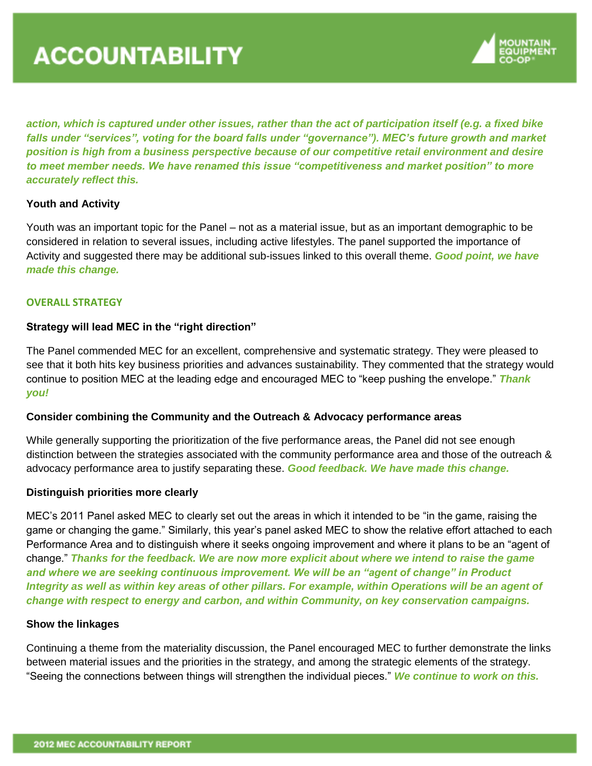***action, which is captured under other issues, rather than the act of participation itself (e.g. a fixed bike falls under "services", voting for the board falls under "governance"). MEC's future growth and market position is high from a business perspective because of our competitive retail environment and desire to meet member needs. We have renamed this issue "competitiveness and market position" to more accurately reflect this.***

**Youth and Activity**

Youth was an important topic for the Panel – not as a material issue, but as an important demographic to be considered in relation to several issues, including active lifestyles. The panel supported the importance of Activity and suggested there may be additional sub-issues linked to this overall theme. ***Good point, we have made this change.***

## OVERALL STRATEGY

**Strategy will lead MEC in the "right direction"**

The Panel commended MEC for an excellent, comprehensive and systematic strategy. They were pleased to see that it both hits key business priorities and advances sustainability. They commented that the strategy would continue to position MEC at the leading edge and encouraged MEC to "keep pushing the envelope." ***Thank you!***

**Consider combining the Community and the Outreach & Advocacy performance areas**

While generally supporting the prioritization of the five performance areas, the Panel did not see enough distinction between the strategies associated with the community performance area and those of the outreach & advocacy performance area to justify separating these. ***Good feedback. We have made this change.***

**Distinguish priorities more clearly**

MEC's 2011 Panel asked MEC to clearly set out the areas in which it intended to be "in the game, raising the game or changing the game." Similarly, this year's panel asked MEC to show the relative effort attached to each Performance Area and to distinguish where it seeks ongoing improvement and where it plans to be an "agent of change." ***Thanks for the feedback. We are now more explicit about where we intend to raise the game and where we are seeking continuous improvement. We will be an "agent of change" in Product Integrity as well as within key areas of other pillars. For example, within Operations will be an agent of change with respect to energy and carbon, and within Community, on key conservation campaigns.***

**Show the linkages**

Continuing a theme from the materiality discussion, the Panel encouraged MEC to further demonstrate the links between material issues and the priorities in the strategy, and among the strategic elements of the strategy. "Seeing the connections between things will strengthen the individual pieces." ***We continue to work on this.***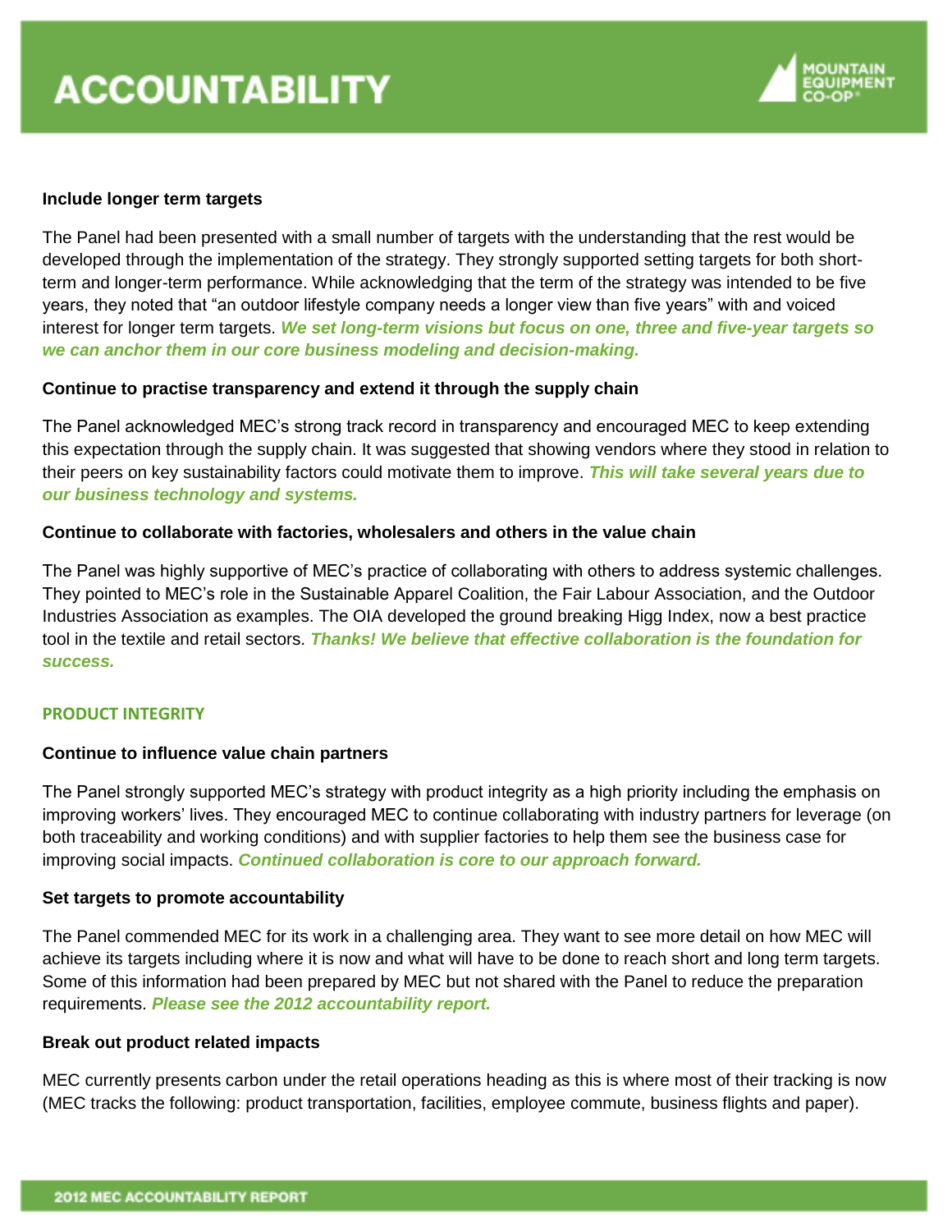# ACCOUNTABILITY

**Include longer term targets**

The Panel had been presented with a small number of targets with the understanding that the rest would be developed through the implementation of the strategy. They strongly supported setting targets for both short-term and longer-term performance. While acknowledging that the term of the strategy was intended to be five years, they noted that "an outdoor lifestyle company needs a longer view than five years" with and voiced interest for longer term targets. ***We set long-term visions but focus on one, three and five-year targets so we can anchor them in our core business modeling and decision-making.***

**Continue to practise transparency and extend it through the supply chain**

The Panel acknowledged MEC's strong track record in transparency and encouraged MEC to keep extending this expectation through the supply chain. It was suggested that showing vendors where they stood in relation to their peers on key sustainability factors could motivate them to improve. ***This will take several years due to our business technology and systems.***

**Continue to collaborate with factories, wholesalers and others in the value chain**

The Panel was highly supportive of MEC's practice of collaborating with others to address systemic challenges. They pointed to MEC's role in the Sustainable Apparel Coalition, the Fair Labour Association, and the Outdoor Industries Association as examples. The OIA developed the ground breaking Higg Index, now a best practice tool in the textile and retail sectors. ***Thanks! We believe that effective collaboration is the foundation for success.***

## PRODUCT INTEGRITY

**Continue to influence value chain partners**

The Panel strongly supported MEC's strategy with product integrity as a high priority including the emphasis on improving workers' lives. They encouraged MEC to continue collaborating with industry partners for leverage (on both traceability and working conditions) and with supplier factories to help them see the business case for improving social impacts. ***Continued collaboration is core to our approach forward.***

**Set targets to promote accountability**

The Panel commended MEC for its work in a challenging area. They want to see more detail on how MEC will achieve its targets including where it is now and what will have to be done to reach short and long term targets. Some of this information had been prepared by MEC but not shared with the Panel to reduce the preparation requirements. ***Please see the 2012 accountability report.***

**Break out product related impacts**

MEC currently presents carbon under the retail operations heading as this is where most of their tracking is now (MEC tracks the following: product transportation, facilities, employee commute, business flights and paper).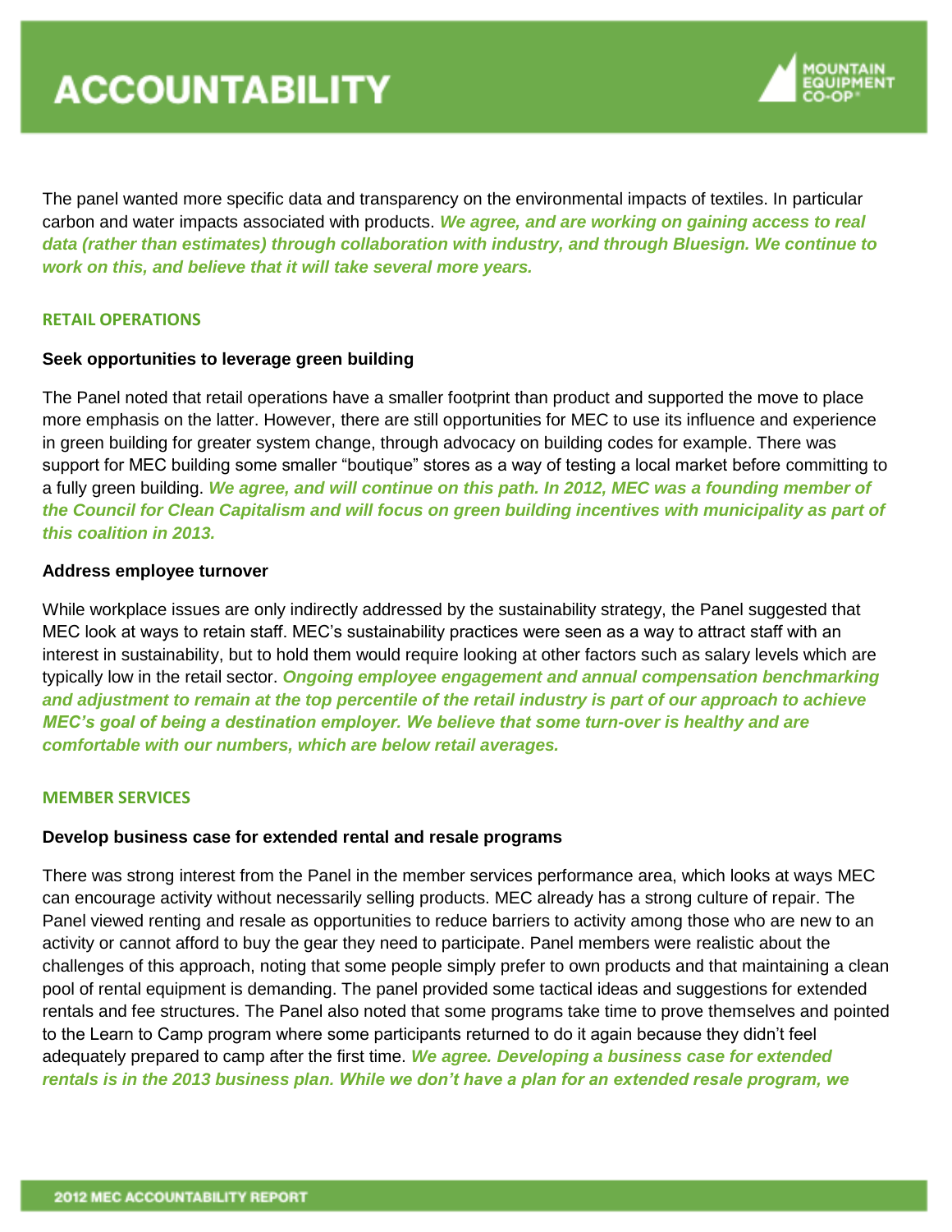The panel wanted more specific data and transparency on the environmental impacts of textiles. In particular carbon and water impacts associated with products. ***We agree, and are working on gaining access to real data (rather than estimates) through collaboration with industry, and through Bluesign. We continue to work on this, and believe that it will take several more years.***

## RETAIL OPERATIONS

### Seek opportunities to leverage green building

The Panel noted that retail operations have a smaller footprint than product and supported the move to place more emphasis on the latter. However, there are still opportunities for MEC to use its influence and experience in green building for greater system change, through advocacy on building codes for example. There was support for MEC building some smaller "boutique" stores as a way of testing a local market before committing to a fully green building. ***We agree, and will continue on this path. In 2012, MEC was a founding member of the Council for Clean Capitalism and will focus on green building incentives with municipality as part of this coalition in 2013.***

### Address employee turnover

While workplace issues are only indirectly addressed by the sustainability strategy, the Panel suggested that MEC look at ways to retain staff. MEC's sustainability practices were seen as a way to attract staff with an interest in sustainability, but to hold them would require looking at other factors such as salary levels which are typically low in the retail sector. ***Ongoing employee engagement and annual compensation benchmarking and adjustment to remain at the top percentile of the retail industry is part of our approach to achieve MEC's goal of being a destination employer. We believe that some turn-over is healthy and are comfortable with our numbers, which are below retail averages.***

## MEMBER SERVICES

### Develop business case for extended rental and resale programs

There was strong interest from the Panel in the member services performance area, which looks at ways MEC can encourage activity without necessarily selling products. MEC already has a strong culture of repair. The Panel viewed renting and resale as opportunities to reduce barriers to activity among those who are new to an activity or cannot afford to buy the gear they need to participate. Panel members were realistic about the challenges of this approach, noting that some people simply prefer to own products and that maintaining a clean pool of rental equipment is demanding. The panel provided some tactical ideas and suggestions for extended rentals and fee structures. The Panel also noted that some programs take time to prove themselves and pointed to the Learn to Camp program where some participants returned to do it again because they didn't feel adequately prepared to camp after the first time. ***We agree. Developing a business case for extended rentals is in the 2013 business plan. While we don't have a plan for an extended resale program, we***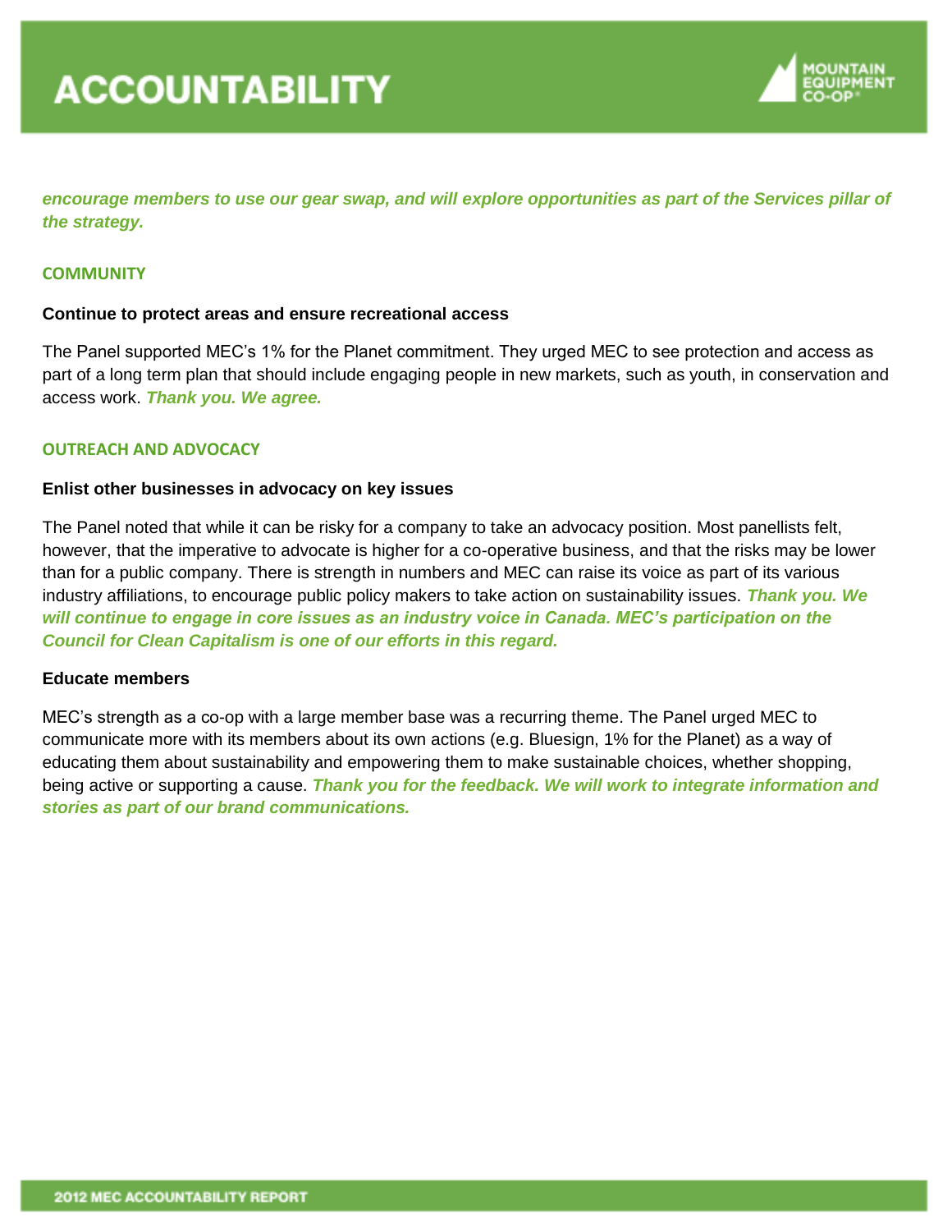***encourage members to use our gear swap, and will explore opportunities as part of the Services pillar of the strategy.***

## COMMUNITY

**Continue to protect areas and ensure recreational access**

The Panel supported MEC's 1% for the Planet commitment. They urged MEC to see protection and access as part of a long term plan that should include engaging people in new markets, such as youth, in conservation and access work. ***Thank you. We agree.***

## OUTREACH AND ADVOCACY

**Enlist other businesses in advocacy on key issues**

The Panel noted that while it can be risky for a company to take an advocacy position. Most panellists felt, however, that the imperative to advocate is higher for a co-operative business, and that the risks may be lower than for a public company. There is strength in numbers and MEC can raise its voice as part of its various industry affiliations, to encourage public policy makers to take action on sustainability issues. ***Thank you. We will continue to engage in core issues as an industry voice in Canada. MEC's participation on the Council for Clean Capitalism is one of our efforts in this regard.***

**Educate members**

MEC's strength as a co-op with a large member base was a recurring theme. The Panel urged MEC to communicate more with its members about its own actions (e.g. Bluesign, 1% for the Planet) as a way of educating them about sustainability and empowering them to make sustainable choices, whether shopping, being active or supporting a cause. ***Thank you for the feedback. We will work to integrate information and stories as part of our brand communications.***